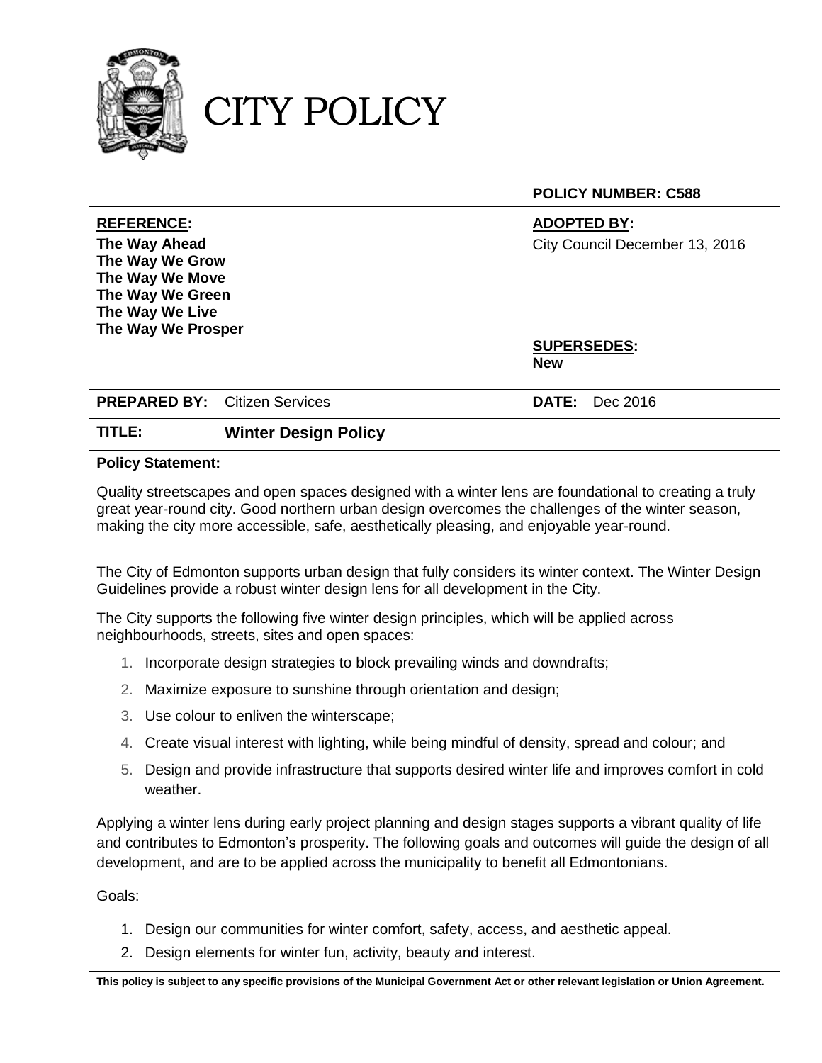# CITY POLICY

**POLICY NUMBER: C588**

| **REFERENCE:** | **ADOPTED BY:** |
| --- | --- |
| **The Way Ahead**<br>**The Way We Grow**<br>**The Way We Move**<br>**The Way We Green**<br>**The Way We Live**<br>**The Way We Prosper** | City Council December 13, 2016<br><br>**SUPERSEDES:**<br>**New** |

**PREPARED BY:** Citizen Services **DATE:** Dec 2016

**TITLE:** **Winter Design Policy**

**Policy Statement:**

Quality streetscapes and open spaces designed with a winter lens are foundational to creating a truly great year-round city. Good northern urban design overcomes the challenges of the winter season, making the city more accessible, safe, aesthetically pleasing, and enjoyable year-round.

The City of Edmonton supports urban design that fully considers its winter context. The Winter Design Guidelines provide a robust winter design lens for all development in the City.

The City supports the following five winter design principles, which will be applied across neighbourhoods, streets, sites and open spaces:

1. Incorporate design strategies to block prevailing winds and downdrafts;
2. Maximize exposure to sunshine through orientation and design;
3. Use colour to enliven the winterscape;
4. Create visual interest with lighting, while being mindful of density, spread and colour; and
5. Design and provide infrastructure that supports desired winter life and improves comfort in cold weather.

Applying a winter lens during early project planning and design stages supports a vibrant quality of life and contributes to Edmonton's prosperity. The following goals and outcomes will guide the design of all development, and are to be applied across the municipality to benefit all Edmontonians.

Goals:

1. Design our communities for winter comfort, safety, access, and aesthetic appeal.
2. Design elements for winter fun, activity, beauty and interest.

**This policy is subject to any specific provisions of the Municipal Government Act or other relevant legislation or Union Agreement.**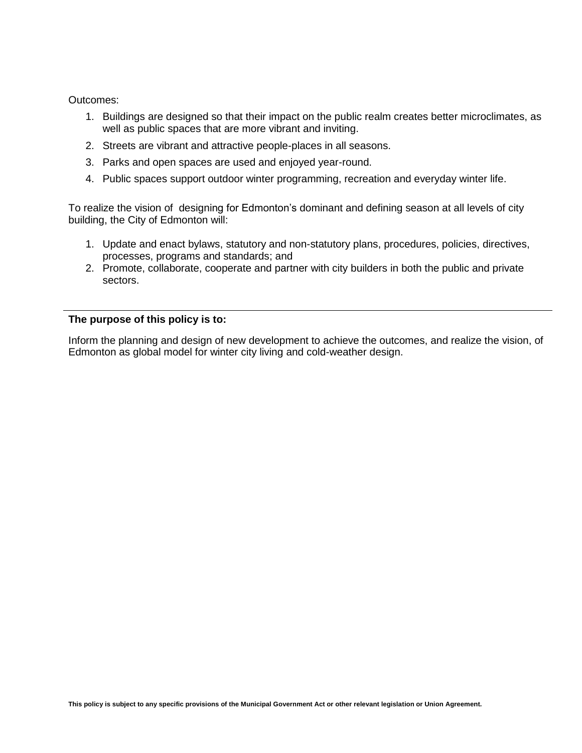Outcomes:

1. Buildings are designed so that their impact on the public realm creates better microclimates, as well as public spaces that are more vibrant and inviting.
2. Streets are vibrant and attractive people-places in all seasons.
3. Parks and open spaces are used and enjoyed year-round.
4. Public spaces support outdoor winter programming, recreation and everyday winter life.

To realize the vision of designing for Edmonton's dominant and defining season at all levels of city building, the City of Edmonton will:

1. Update and enact bylaws, statutory and non-statutory plans, procedures, policies, directives, processes, programs and standards; and
2. Promote, collaborate, cooperate and partner with city builders in both the public and private sectors.

---

**The purpose of this policy is to:**

Inform the planning and design of new development to achieve the outcomes, and realize the vision, of Edmonton as global model for winter city living and cold-weather design.

**This policy is subject to any specific provisions of the Municipal Government Act or other relevant legislation or Union Agreement.**